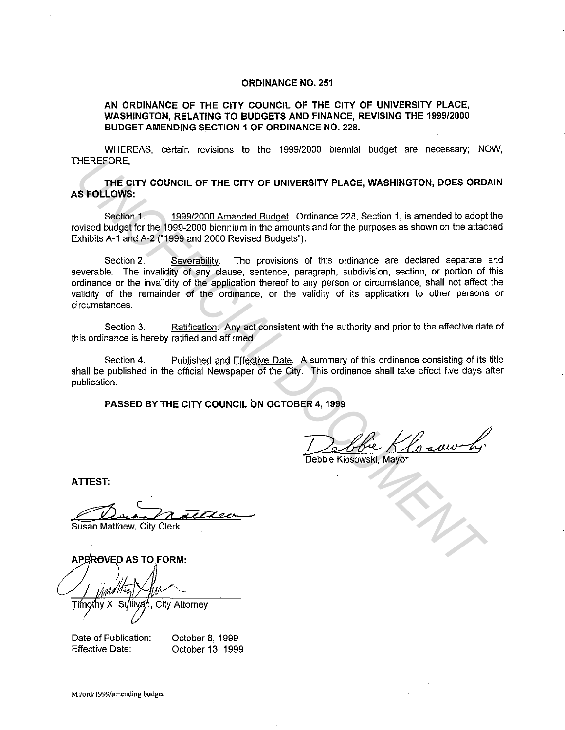# ORDINANCE NO. 251

**AN ORDINANCE OF THE CITY COUNCIL OF THE CITY OF UNIVERSITY PLACE, WASHINGTON, RELATING TO BUDGETS AND FINANCE, REVISING THE 1999/2000 BUDGET AMENDING SECTION 1 OF ORDINANCE NO. 228.**

WHEREAS, certain revisions to the 1999/2000 biennial budget are necessary; NOW, THEREFORE,

**THE CITY COUNCIL OF THE CITY OF UNIVERSITY PLACE, WASHINGTON, DOES ORDAIN AS FOLLOWS:**

Section 1. <u>1999/2000 Amended Budget</u>. Ordinance 228, Section 1, is amended to adopt the revised budget for the 1999-2000 biennium in the amounts and for the purposes as shown on the attached Exhibits A-1 and A-2 ("1999 and 2000 Revised Budgets").

Section 2. <u>Severability</u>. The provisions of this ordinance are declared separate and severable. The invalidity of any clause, sentence, paragraph, subdivision, section, or portion of this ordinance or the invalidity of the application thereof to any person or circumstance, shall not affect the validity of the remainder of the ordinance, or the validity of its application to other persons or circumstances.

Section 3. <u>Ratification</u>. Any act consistent with the authority and prior to the effective date of this ordinance is hereby ratified and affirmed.

Section 4. <u>Published and Effective Date</u>. A summary of this ordinance consisting of its title shall be published in the official Newspaper of the City. This ordinance shall take effect five days after publication.

**PASSED BY THE CITY COUNCIL ON OCTOBER 4, 1999**

Debbie Klosowski, Mayor

**ATTEST:**

Susan Matthew, City Clerk

**APPROVED AS TO FORM:**

Timothy X. Sullivan, City Attorney

Date of Publication: October 8, 1999
Effective Date: October 13, 1999

M:/ord/1999/amending budget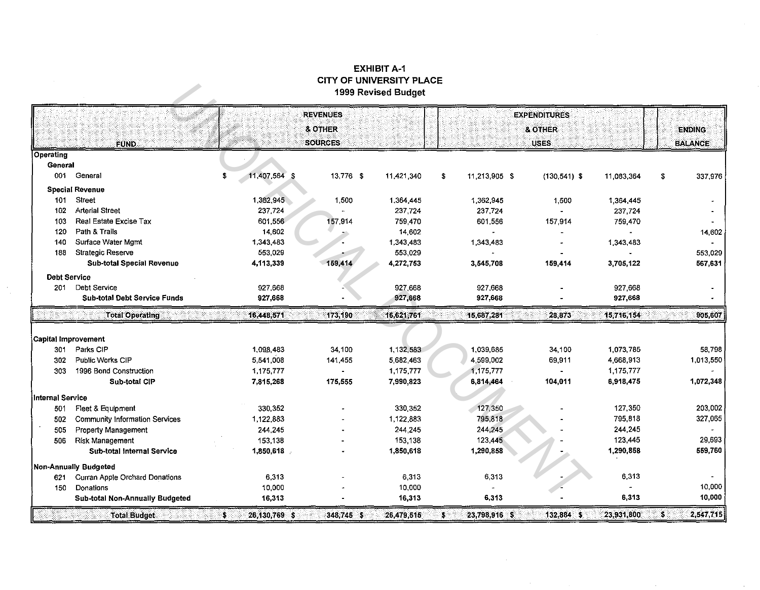# EXHIBIT A-1
## CITY OF UNIVERSITY PLACE
### 1999 Revised Budget

| FUND | REVENUES & OTHER SOURCES | | | EXPENDITURES & OTHER USES | | | ENDING BALANCE |
|---|---|---|---|---|---|---|---|
| **Operating** | | | | | | | |
| **General** | | | | | | | |
| 001 General | $ 11,407,564 | $ 13,776 | $ 11,421,340 | $ 11,213,905 | $ (130,541) | $ 11,083,364 | $ 337,976 |
| **Special Revenue** | | | | | | | |
| 101 Street | 1,362,945 | 1,500 | 1,364,445 | 1,362,945 | 1,500 | 1,364,445 | - |
| 102 Arterial Street | 237,724 | - | 237,724 | 237,724 | - | 237,724 | - |
| 103 Real Estate Excise Tax | 601,556 | 157,914 | 759,470 | 601,556 | 157,914 | 759,470 | - |
| 120 Path & Trails | 14,602 | - | 14,602 | - | - | - | 14,602 |
| 140 Surface Water Mgmt | 1,343,483 | - | 1,343,483 | 1,343,483 | - | 1,343,483 | - |
| 188 Strategic Reserve | 553,029 | - | 553,029 | - | - | - | 553,029 |
| **Sub-total Special Revenue** | **4,113,339** | **159,414** | **4,272,753** | **3,545,708** | **159,414** | **3,705,122** | **567,631** |
| **Debt Service** | | | | | | | |
| 201 Debt Service | 927,668 | - | 927,668 | 927,668 | - | 927,668 | - |
| **Sub-total Debt Service Funds** | **927,668** | **-** | **927,668** | **927,668** | **-** | **927,668** | **-** |
| **Total Operating** | **16,448,571** | **173,190** | **16,621,761** | **15,687,281** | **28,873** | **15,716,154** | **905,607** |
| **Capital Improvement** | | | | | | | |
| 301 Parks CIP | 1,098,483 | 34,100 | 1,132,583 | 1,039,685 | 34,100 | 1,073,785 | 58,798 |
| 302 Public Works CIP | 5,541,008 | 141,455 | 5,682,463 | 4,599,002 | 69,911 | 4,668,913 | 1,013,550 |
| 303 1996 Bond Construction | 1,175,777 | - | 1,175,777 | 1,175,777 | - | 1,175,777 | - |
| **Sub-total CIP** | **7,815,268** | **175,555** | **7,990,823** | **6,814,464** | **104,011** | **6,918,475** | **1,072,348** |
| **Internal Service** | | | | | | | |
| 501 Fleet & Equipment | 330,352 | - | 330,352 | 127,350 | - | 127,350 | 203,002 |
| 502 Community Information Services | 1,122,883 | - | 1,122,883 | 795,818 | - | 795,818 | 327,065 |
| 505 Property Management | 244,245 | - | 244,245 | 244,245 | - | 244,245 | - |
| 506 Risk Management | 153,138 | - | 153,138 | 123,445 | - | 123,445 | 29,693 |
| **Sub-total Internal Service** | **1,850,618** | **-** | **1,850,618** | **1,290,858** | **-** | **1,290,858** | **559,760** |
| **Non-Annually Budgeted** | | | | | | | |
| 621 Curran Apple Orchard Donations | 6,313 | - | 6,313 | 6,313 | - | 6,313 | - |
| 150 Donations | 10,000 | - | 10,000 | - | - | - | 10,000 |
| **Sub-total Non-Annually Budgeted** | **16,313** | **-** | **16,313** | **6,313** | **-** | **6,313** | **10,000** |
| **Total Budget** | **$ 26,130,769** | **$ 348,745** | **$ 26,479,515** | **$ 23,798,916** | **$ 132,884** | **$ 23,931,800** | **$ 2,547,715** |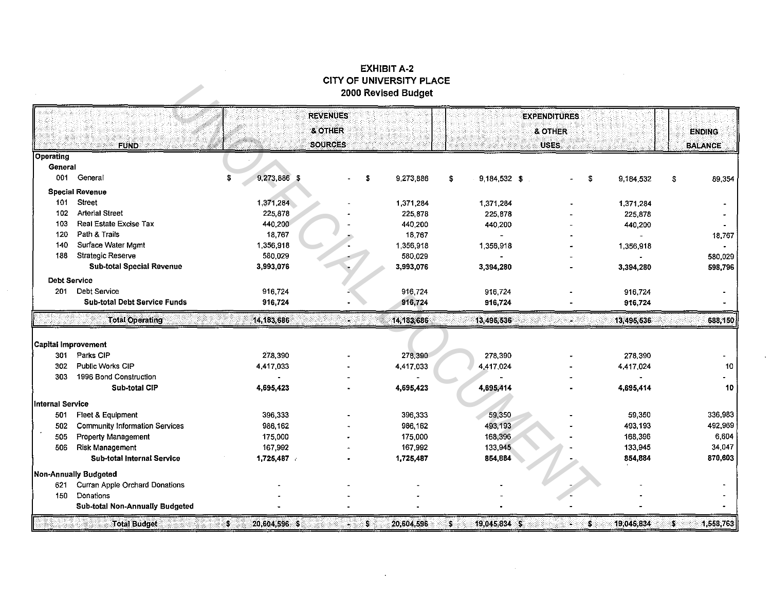# EXHIBIT A-2
## CITY OF UNIVERSITY PLACE
## 2000 Revised Budget

| FUND | | REVENUES & OTHER SOURCES | | | EXPENDITURES & OTHER USES | | | ENDING BALANCE |
|---|---|---|---|---|---|---|---|---|
| **Operating** | | | | | | | | |
| **General** | | | | | | | | |
| 001 | General | $ 9,273,886 | $ - | $ 9,273,886 | $ 9,184,532 | $ - | $ 9,184,532 | $ 89,354 |
| **Special Revenue** | | | | | | | | |
| 101 | Street | 1,371,284 | - | 1,371,284 | 1,371,284 | - | 1,371,284 | - |
| 102 | Arterial Street | 225,878 | - | 225,878 | 225,878 | - | 225,878 | - |
| 103 | Real Estate Excise Tax | 440,200 | - | 440,200 | 440,200 | - | 440,200 | - |
| 120 | Path & Trails | 18,767 | - | 18,767 | - | - | - | 18,767 |
| 140 | Surface Water Mgmt | 1,356,918 | - | 1,356,918 | 1,356,918 | - | 1,356,918 | - |
| 188 | Strategic Reserve | 580,029 | - | 580,029 | - | - | - | 580,029 |
| | **Sub-total Special Revenue** | **3,993,076** | **-** | **3,993,076** | **3,394,280** | **-** | **3,394,280** | **598,796** |
| **Debt Service** | | | | | | | | |
| 201 | Debt Service | 916,724 | - | 916,724 | 916,724 | - | 916,724 | - |
| | **Sub-total Debt Service Funds** | **916,724** | **-** | **916,724** | **916,724** | **-** | **916,724** | **-** |
| | **Total Operating** | **14,183,686** | **-** | **14,183,686** | **13,495,536** | **-** | **13,495,536** | **688,150** |
| **Capital Improvement** | | | | | | | | |
| 301 | Parks CIP | 278,390 | - | 278,390 | 278,390 | - | 278,390 | - |
| 302 | Public Works CIP | 4,417,033 | - | 4,417,033 | 4,417,024 | - | 4,417,024 | 10 |
| 303 | 1996 Bond Construction | - | - | - | - | - | - | - |
| | **Sub-total CIP** | **4,695,423** | **-** | **4,695,423** | **4,695,414** | **-** | **4,695,414** | **10** |
| **Internal Service** | | | | | | | | |
| 501 | Fleet & Equipment | 396,333 | - | 396,333 | 59,350 | - | 59,350 | 336,983 |
| 502 | Community Information Services | 986,162 | - | 986,162 | 493,193 | - | 493,193 | 492,969 |
| 505 | Property Management | 175,000 | - | 175,000 | 168,396 | - | 168,396 | 6,604 |
| 506 | Risk Management | 167,992 | - | 167,992 | 133,945 | - | 133,945 | 34,047 |
| | **Sub-total Internal Service** | **1,725,487** | **-** | **1,725,487** | **854,884** | **-** | **854,884** | **870,603** |
| **Non-Annually Budgeted** | | | | | | | | |
| 621 | Curran Apple Orchard Donations | - | - | - | - | - | - | - |
| 150 | Donations | - | - | - | - | - | - | - |
| | **Sub-total Non-Annually Budgeted** | **-** | **-** | **-** | **-** | **-** | **-** | **-** |
| | **Total Budget** | **$ 20,604,596** | **$ -** | **$ 20,604,596** | **$ 19,045,834** | **$ -** | **$ 19,045,834** | **$ 1,558,763** |